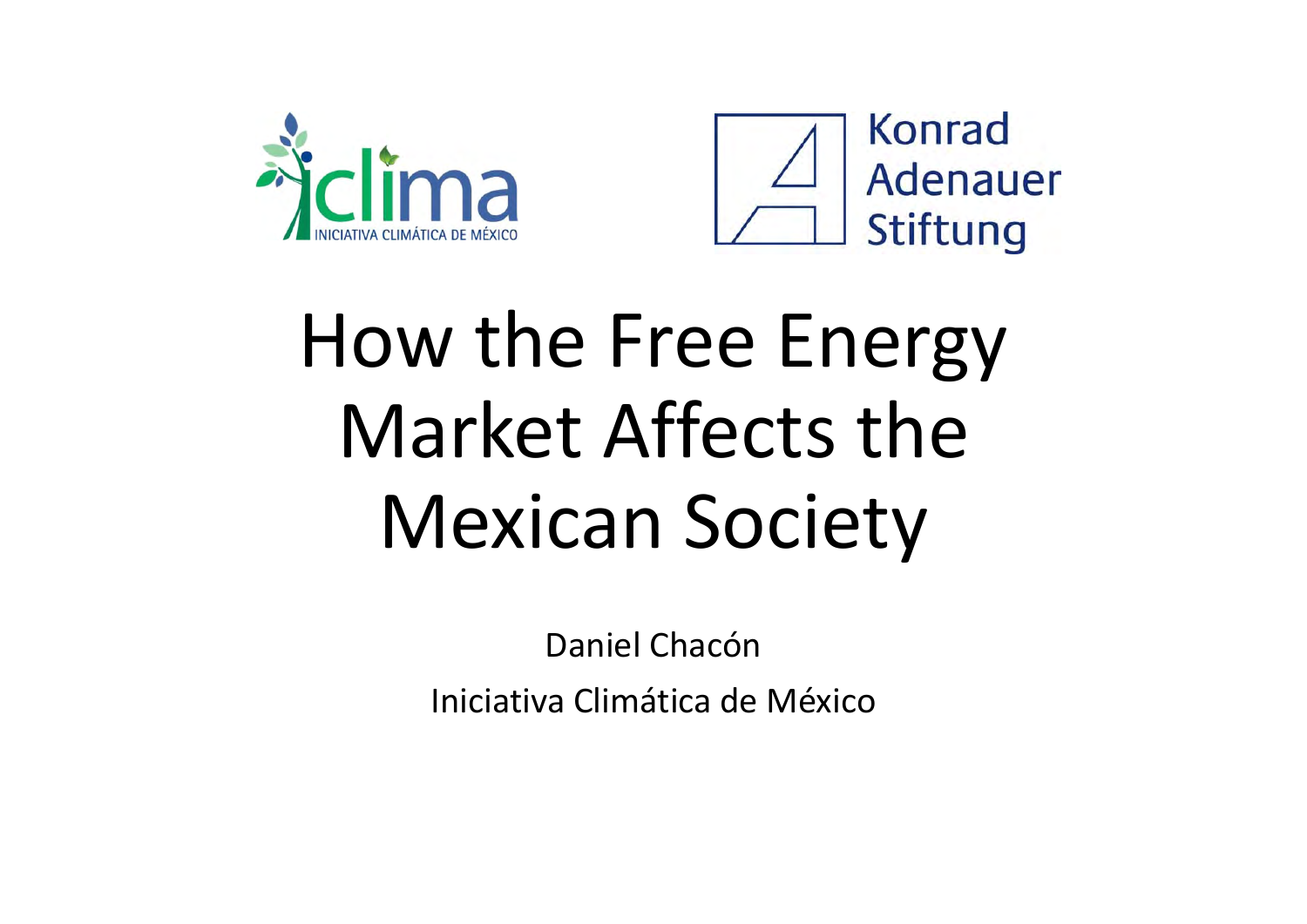iclima
INICIATIVA CLIMÁTICA DE MÉXICO

Konrad Adenauer Stiftung

# How the Free Energy Market Affects the Mexican Society

Daniel Chacón

Iniciativa Climática de México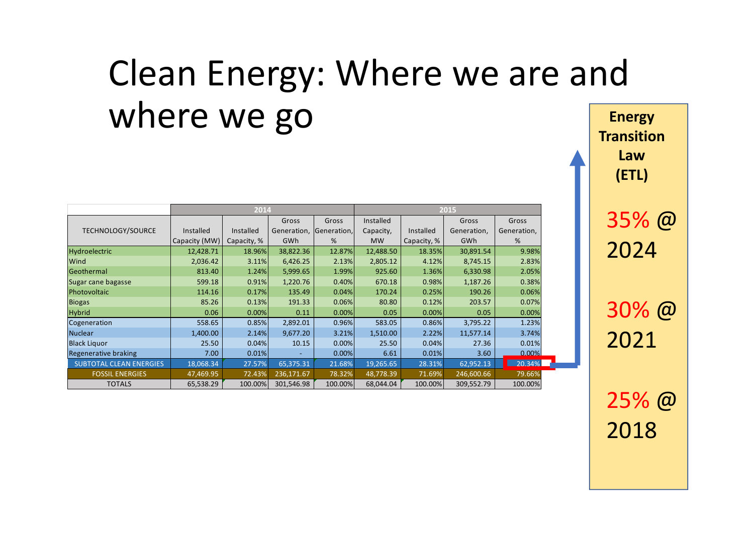# Clean Energy: Where we are and where we go

| TECHNOLOGY/SOURCE | 2014 | | | | 2015 | | | |
|---|---|---|---|---|---|---|---|---|
| | Installed Capacity (MW) | Installed Capacity, % | Gross Generation, GWh | Gross Generation, % | Installed Capacity, MW | Installed Capacity, % | Gross Generation, GWh | Gross Generation, % |
| Hydroelectric | 12,428.71 | 18.96% | 38,822.36 | 12.87% | 12,488.50 | 18.35% | 30,891.54 | 9.98% |
| Wind | 2,036.42 | 3.11% | 6,426.25 | 2.13% | 2,805.12 | 4.12% | 8,745.15 | 2.83% |
| Geothermal | 813.40 | 1.24% | 5,999.65 | 1.99% | 925.60 | 1.36% | 6,330.98 | 2.05% |
| Sugar cane bagasse | 599.18 | 0.91% | 1,220.76 | 0.40% | 670.18 | 0.98% | 1,187.26 | 0.38% |
| Photovoltaic | 114.16 | 0.17% | 135.49 | 0.04% | 170.24 | 0.25% | 190.26 | 0.06% |
| Biogas | 85.26 | 0.13% | 191.33 | 0.06% | 80.80 | 0.12% | 203.57 | 0.07% |
| Hybrid | 0.06 | 0.00% | 0.11 | 0.00% | 0.05 | 0.00% | 0.05 | 0.00% |
| Cogeneration | 558.65 | 0.85% | 2,892.01 | 0.96% | 583.05 | 0.86% | 3,795.22 | 1.23% |
| Nuclear | 1,400.00 | 2.14% | 9,677.20 | 3.21% | 1,510.00 | 2.22% | 11,577.14 | 3.74% |
| Black Liquor | 25.50 | 0.04% | 10.15 | 0.00% | 25.50 | 0.04% | 27.36 | 0.01% |
| Regenerative braking | 7.00 | 0.01% | - | 0.00% | 6.61 | 0.01% | 3.60 | 0.00% |
| SUBTOTAL CLEAN ENERGIES | 18,068.34 | 27.57% | 65,375.31 | 21.68% | 19,265.65 | 28.31% | 62,952.13 | 20.34% |
| FOSSIL ENERGIES | 47,469.95 | 72.43% | 236,171.67 | 78.32% | 48,778.39 | 71.69% | 246,600.66 | 79.66% |
| TOTALS | 65,538.29 | 100.00% | 301,546.98 | 100.00% | 68,044.04 | 100.00% | 309,552.79 | 100.00% |

**Energy Transition Law (ETL)**

35% @ 2024

30% @ 2021

25% @ 2018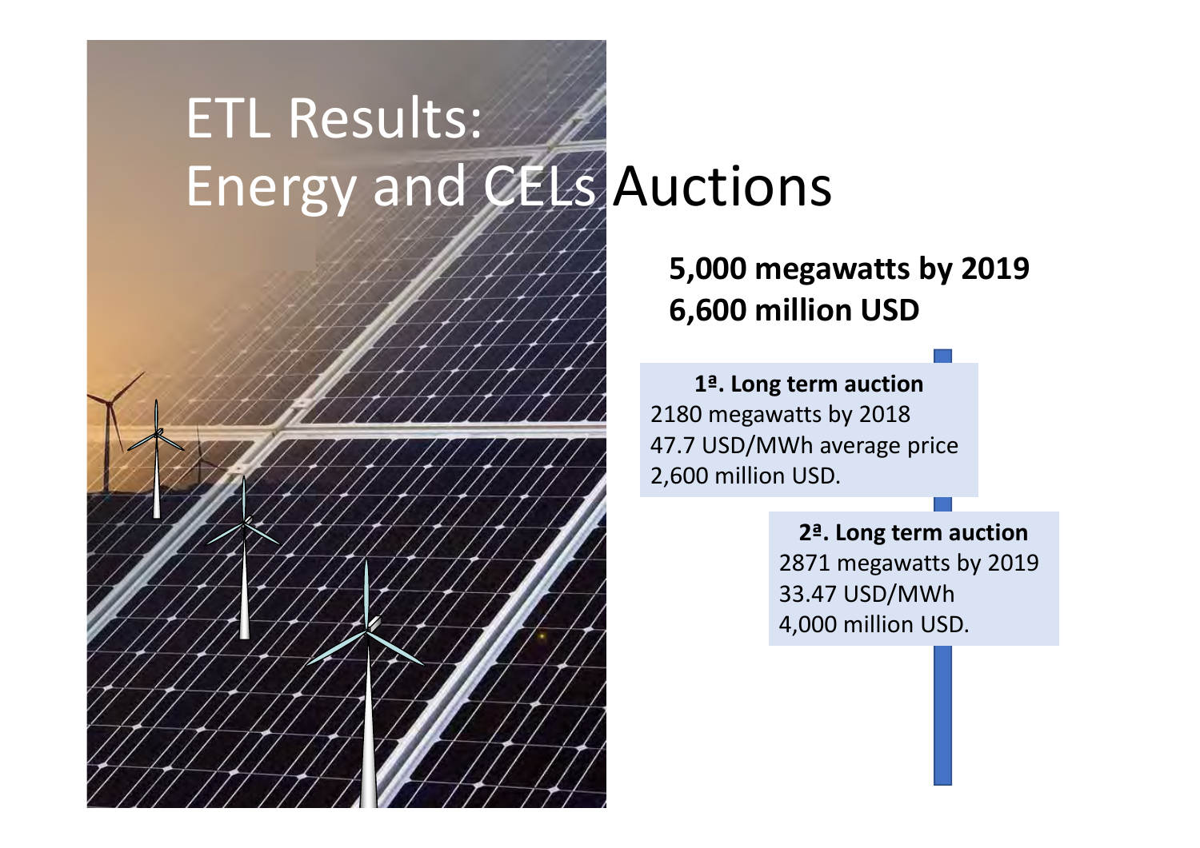# ETL Results: Energy and CELs Auctions

**5,000 megawatts by 2019**
**6,600 million USD**

**1ª. Long term auction**
2180 megawatts by 2018
47.7 USD/MWh average price
2,600 million USD.

**2ª. Long term auction**
2871 megawatts by 2019
33.47 USD/MWh
4,000 million USD.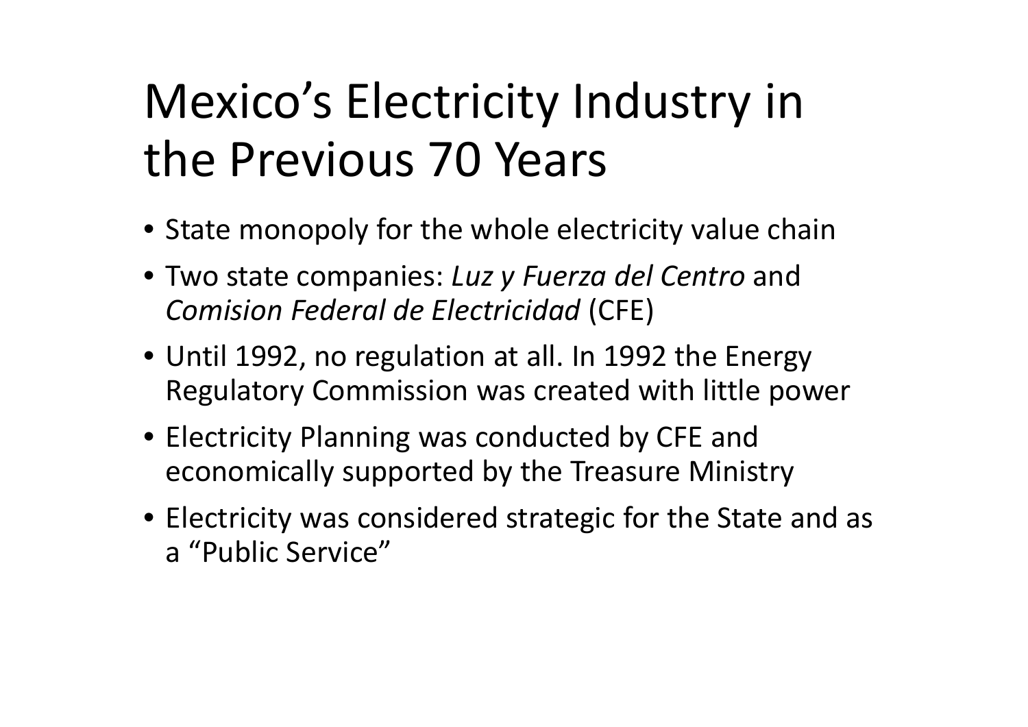# Mexico's Electricity Industry in the Previous 70 Years

- State monopoly for the whole electricity value chain
- Two state companies: *Luz y Fuerza del Centro* and *Comision Federal de Electricidad* (CFE)
- Until 1992, no regulation at all. In 1992 the Energy Regulatory Commission was created with little power
- Electricity Planning was conducted by CFE and economically supported by the Treasure Ministry
- Electricity was considered strategic for the State and as a "Public Service"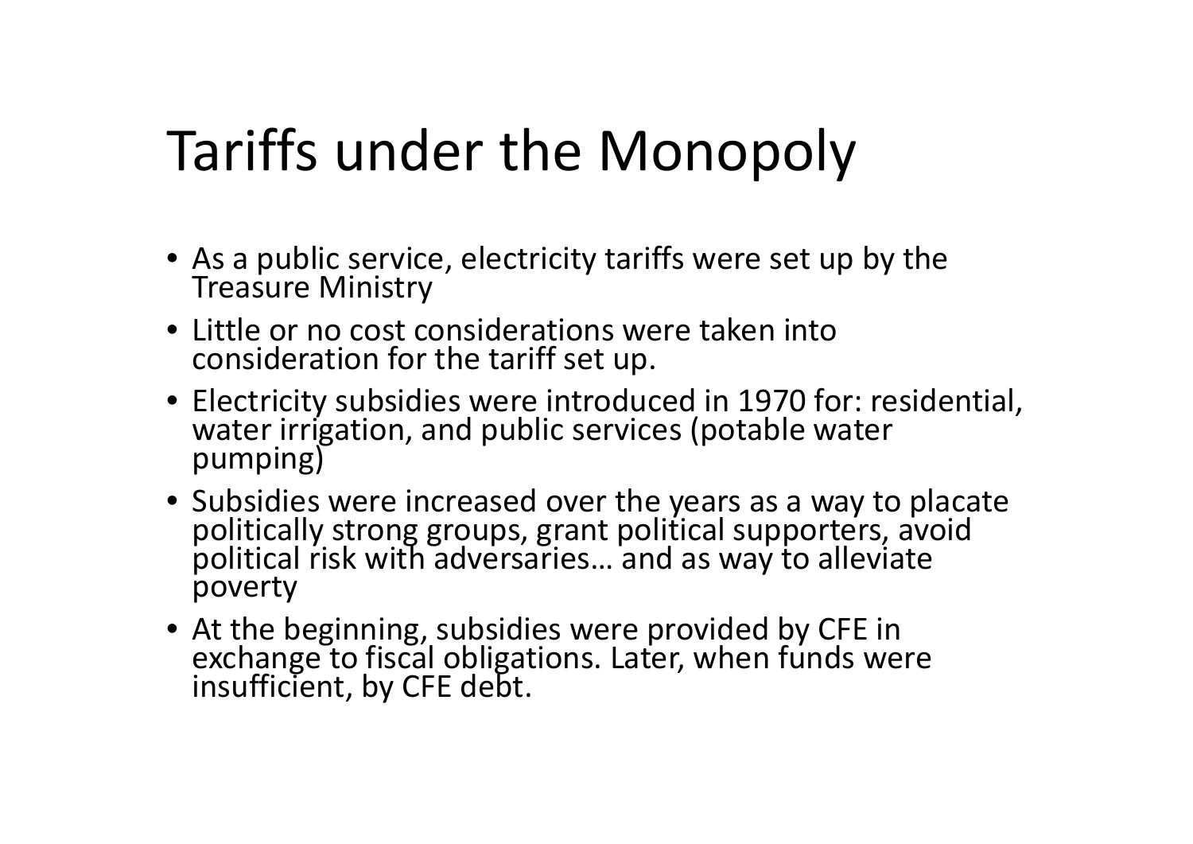# Tariffs under the Monopoly

- As a public service, electricity tariffs were set up by the Treasure Ministry
- Little or no cost considerations were taken into consideration for the tariff set up.
- Electricity subsidies were introduced in 1970 for: residential, water irrigation, and public services (potable water pumping)
- Subsidies were increased over the years as a way to placate politically strong groups, grant political supporters, avoid political risk with adversaries… and as way to alleviate poverty
- At the beginning, subsidies were provided by CFE in exchange to fiscal obligations. Later, when funds were insufficient, by CFE debt.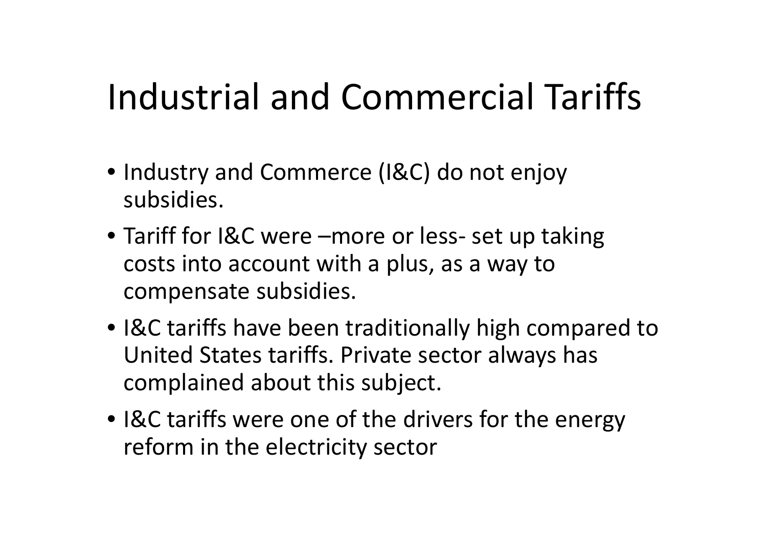# Industrial and Commercial Tariffs

- Industry and Commerce (I&C) do not enjoy subsidies.
- Tariff for I&C were –more or less- set up taking costs into account with a plus, as a way to compensate subsidies.
- I&C tariffs have been traditionally high compared to United States tariffs. Private sector always has complained about this subject.
- I&C tariffs were one of the drivers for the energy reform in the electricity sector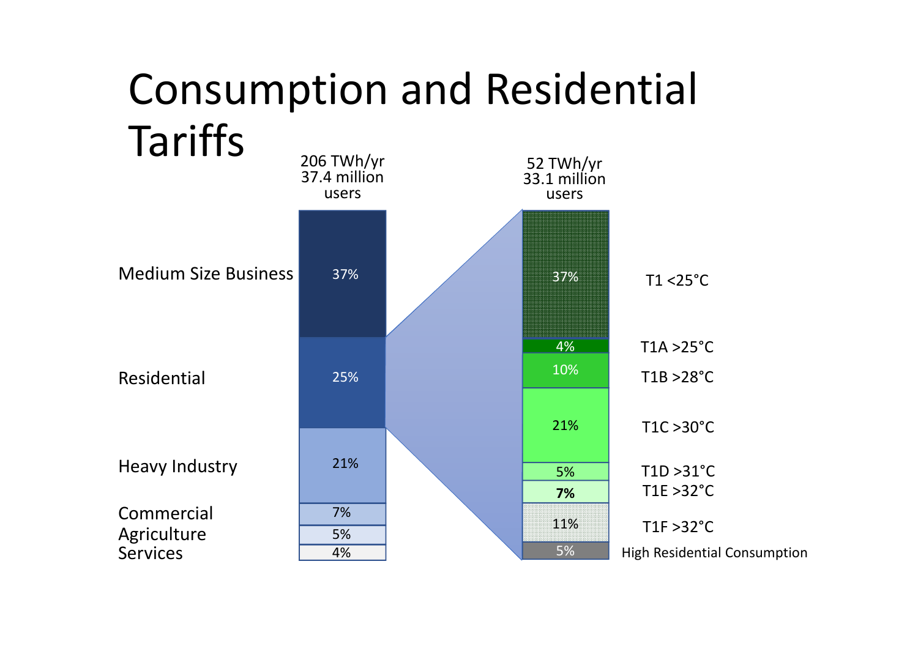# Consumption and Residential Tariffs

| 206 TWh/yr 37.4 million users | |
|---|---|
| Medium Size Business | 37% |
| Residential | 25% |
| Heavy Industry | 21% |
| Commercial | 7% |
| Agriculture | 5% |
| Services | 4% |

| 52 TWh/yr 33.1 million users | |
|---|---|
| 37% | T1 <25°C |
| 4% | T1A >25°C |
| 10% | T1B >28°C |
| 21% | T1C >30°C |
| 5% | T1D >31°C |
| **7%** | T1E >32°C |
| 11% | T1F >32°C |
| 5% | High Residential Consumption |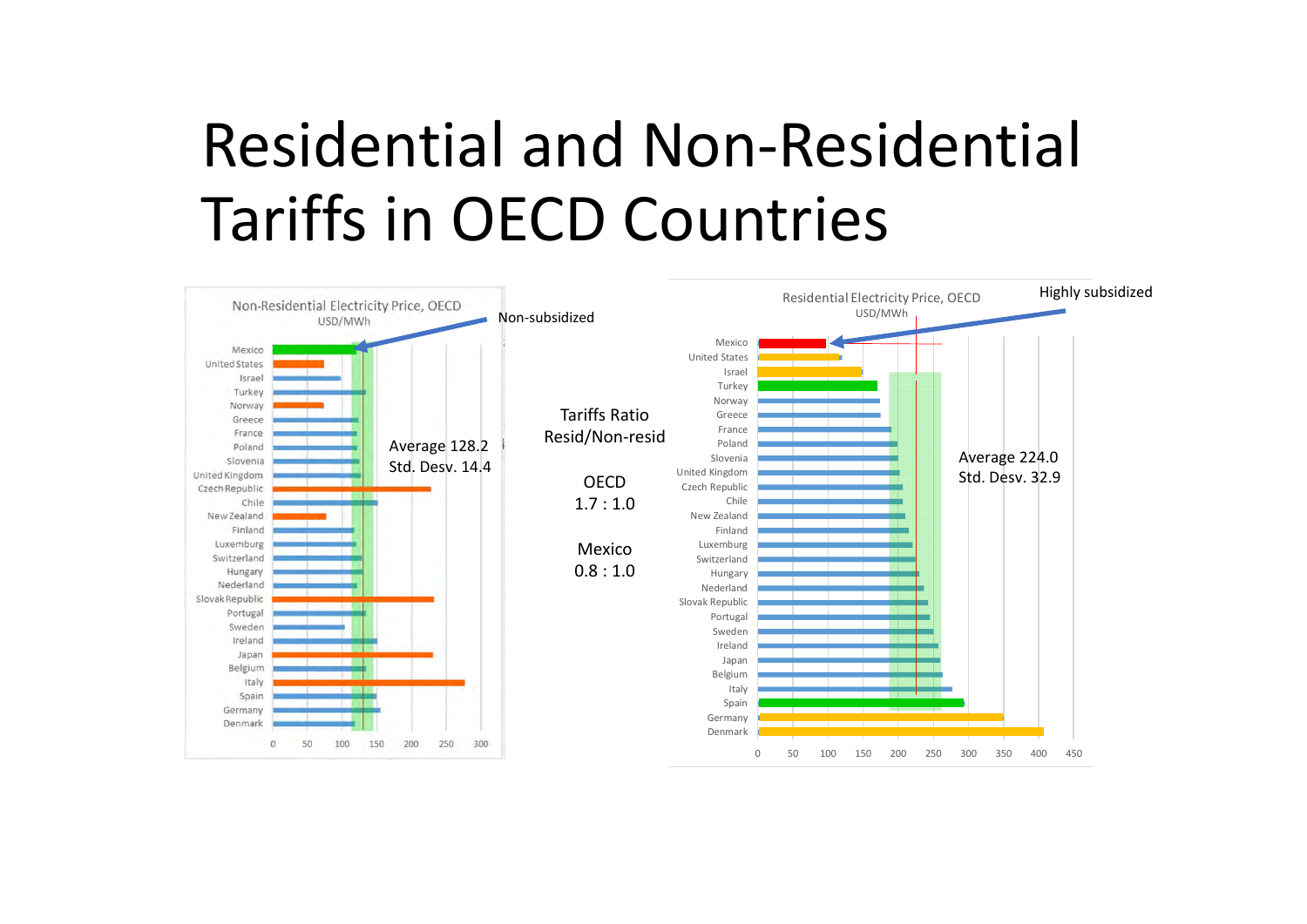# Residential and Non-Residential Tariffs in OECD Countries

Non-Residential Electricity Price, OECD
USD/MWh

Non-subsidized

Average 128.2
Std. Desv. 14.4

Tariffs Ratio
Resid/Non-resid

OECD
1.7 : 1.0

Mexico
0.8 : 1.0

Residential Electricity Price, OECD
USD/MWh

Highly subsidized

Average 224.0
Std. Desv. 32.9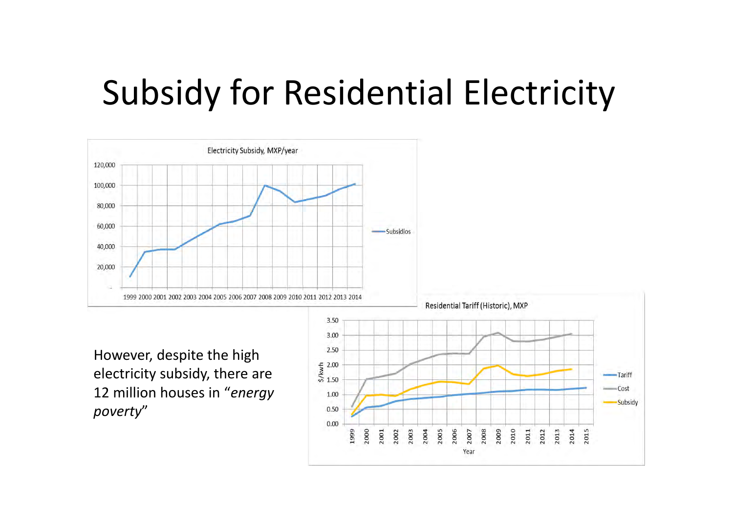# Subsidy for Residential Electricity

However, despite the high electricity subsidy, there are 12 million houses in "*energy poverty*"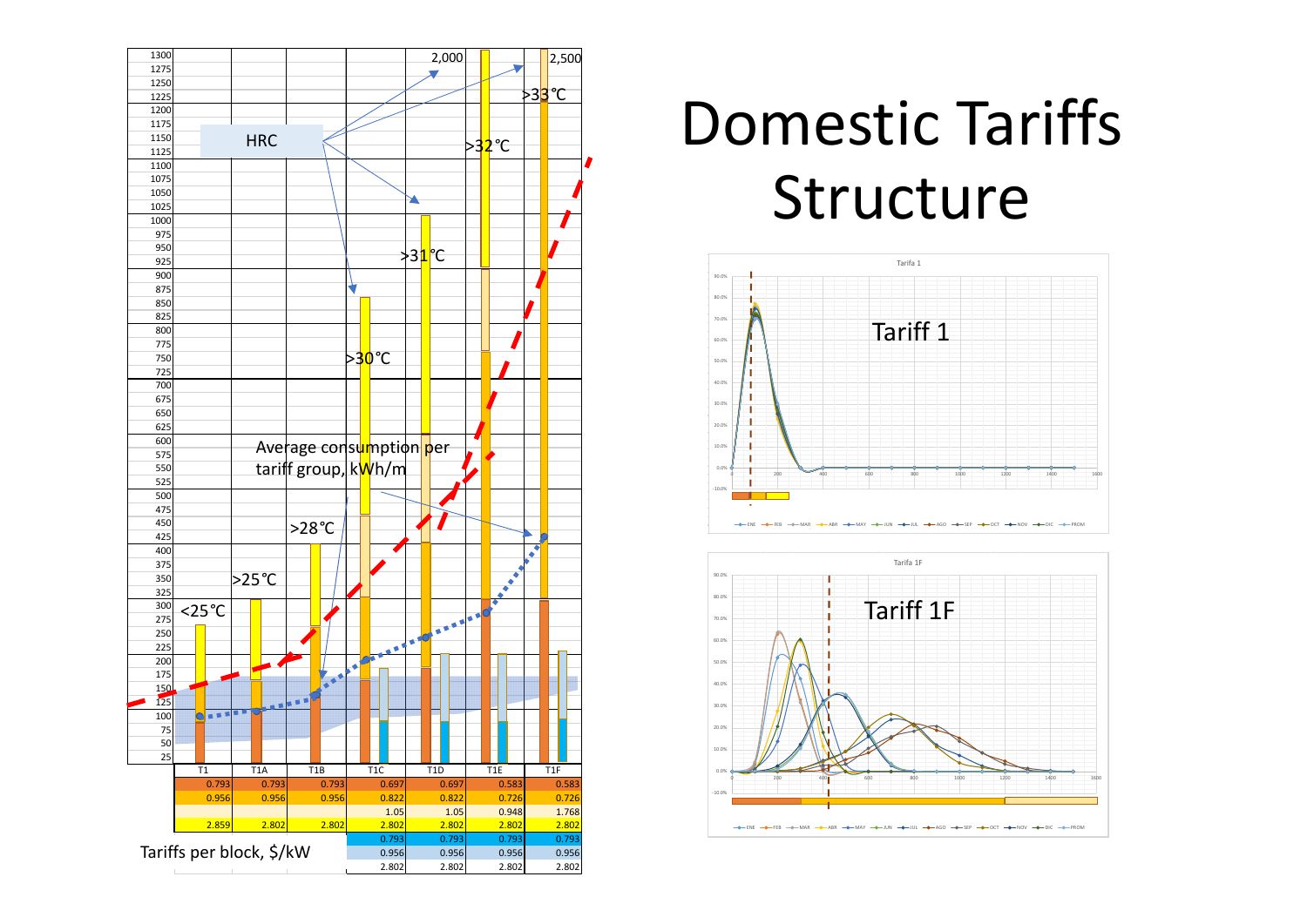# Domestic Tariffs Structure

HRC

Average consumption per tariff group, kWh/m

| | T1 | T1A | T1B | T1C | T1D | T1E | T1F |
|---|---|---|---|---|---|---|---|
| | <25°C | >25°C | >28°C | >30°C | >31°C | >32°C | >33°C |
| | | | | | 2,000 | | 2,500 |
| Tariffs per block, $/kW | 0.793 | 0.793 | 0.793 | 0.697 | 0.697 | 0.583 | 0.583 |
| | 0.956 | 0.956 | 0.956 | 0.822 | 0.822 | 0.726 | 0.726 |
| | | | | 1.05 | 1.05 | 0.948 | 1.768 |
| | 2.859 | 2.802 | 2.802 | 2.802 | 2.802 | 2.802 | 2.802 |
| | | | | 0.793 | 0.793 | 0.793 | 0.793 |
| | | | | 0.956 | 0.956 | 0.956 | 0.956 |
| | | | | 2.802 | 2.802 | 2.802 | 2.802 |

Tariff 1

Tariff 1F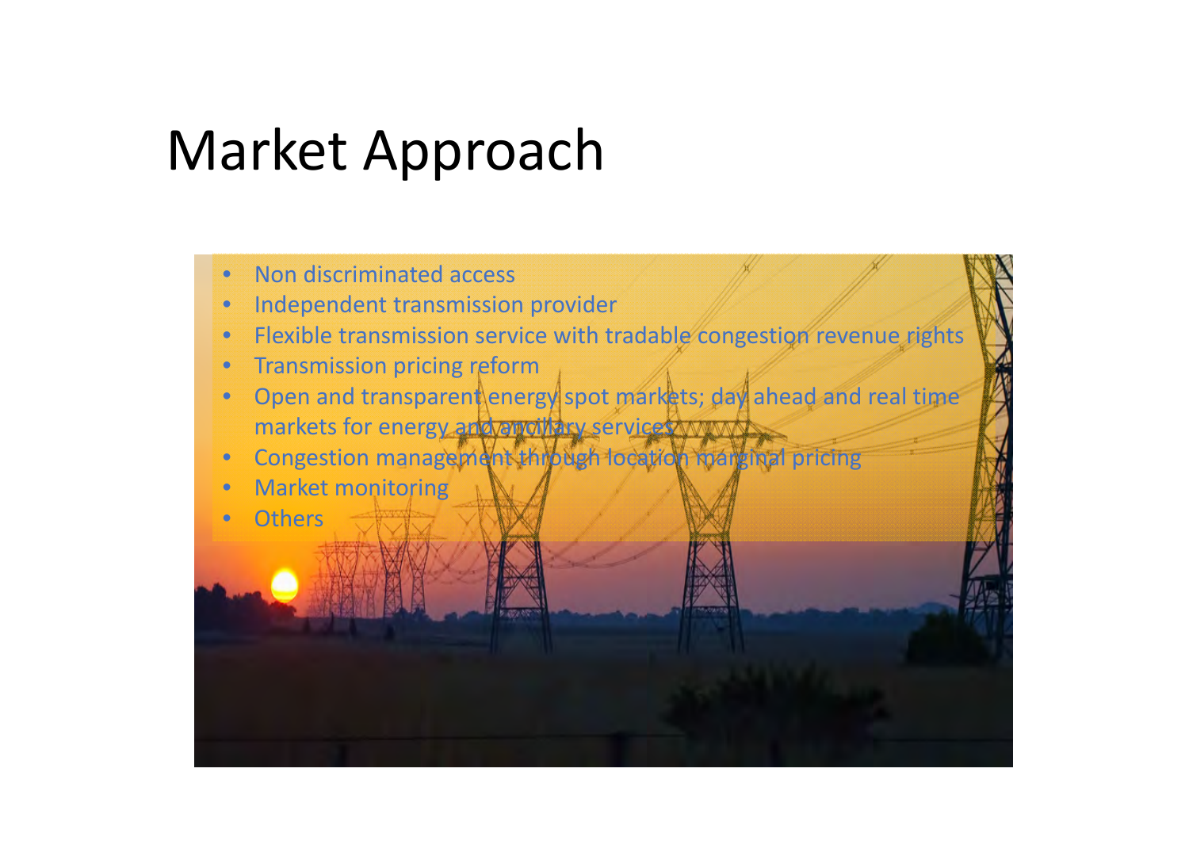# Market Approach

- Non discriminated access
- Independent transmission provider
- Flexible transmission service with tradable congestion revenue rights
- Transmission pricing reform
- Open and transparent energy spot markets; day ahead and real time markets for energy and ancillary services
- Congestion management through location marginal pricing
- Market monitoring
- Others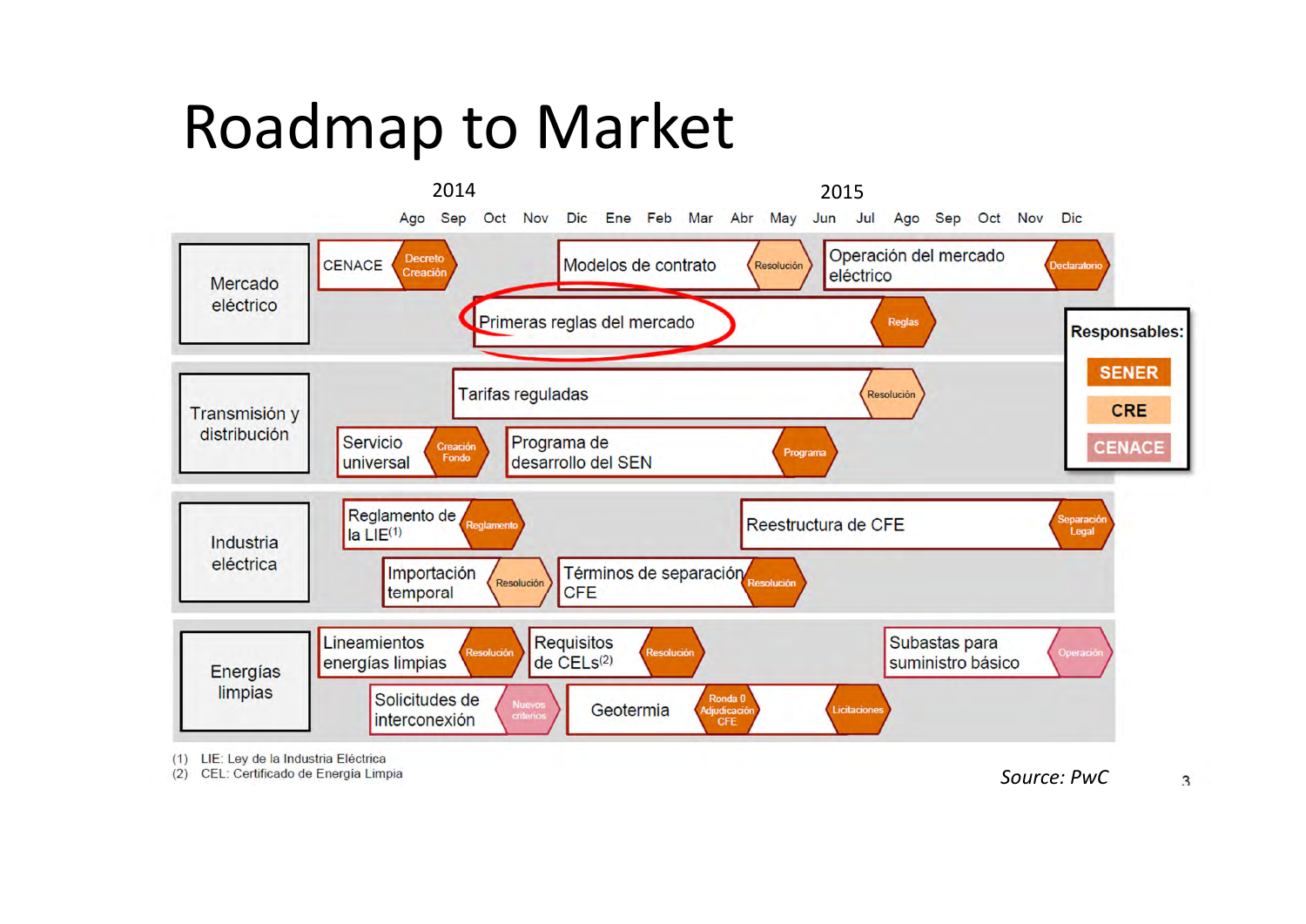# Roadmap to Market

**2014:** Ago, Sep, Oct, Nov, Dic
**2015:** Ene, Feb, Mar, Abr, May, Jun, Jul, Ago, Sep, Oct, Nov, Dic

**Mercado eléctrico**
- CENACE — Decreto Creación
- Modelos de contrato — Resolución
- Operación del mercado eléctrico — Declaratorio
- Primeras reglas del mercado — Reglas

**Transmisión y distribución**
- Tarifas reguladas — Resolución
- Servicio universal — Creación Fondo
- Programa de desarrollo del SEN — Programa

**Industria eléctrica**
- Reglamento de la LIE(1) — Reglamento
- Reestructura de CFE — Separación Legal
- Importación temporal — Resolución
- Términos de separación CFE — Resolución

**Energías limpias**
- Lineamientos energías limpias — Resolución
- Requisitos de CELs(2) — Resolución
- Subastas para suministro básico — Operación
- Solicitudes de interconexión — Nuevos criterios
- Geotermia — Ronda 0 Adjudicación CFE — Licitaciones

**Responsables:**
- SENER
- CRE
- CENACE

(1) LIE: Ley de la Industria Eléctrica
(2) CEL: Certificado de Energía Limpia

*Source: PwC*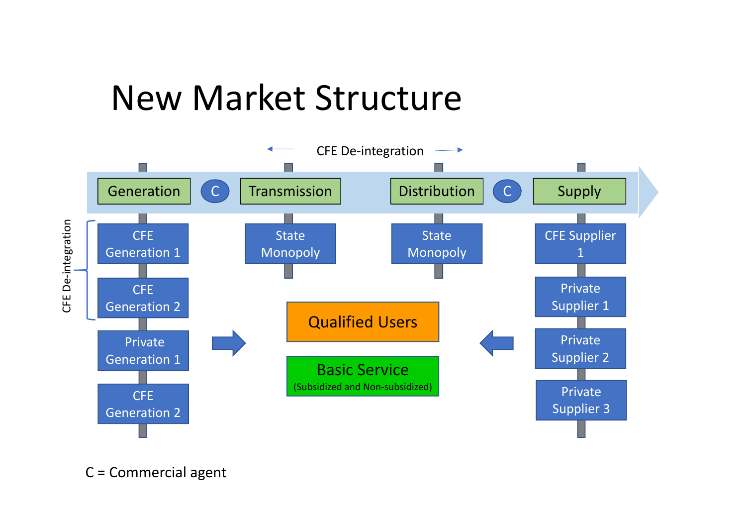# New Market Structure

CFE De-integration

Generation | C | Transmission | Distribution | C | Supply

CFE De-integration

| Generation | Transmission | Distribution | Supply |
|---|---|---|---|
| CFE Generation 1 | State Monopoly | State Monopoly | CFE Supplier 1 |
| CFE Generation 2 | | | Private Supplier 1 |
| Private Generation 1 | | | Private Supplier 2 |
| CFE Generation 2 | | | Private Supplier 3 |

Qualified Users

Basic Service
(Subsidized and Non-subsidized)

C = Commercial agent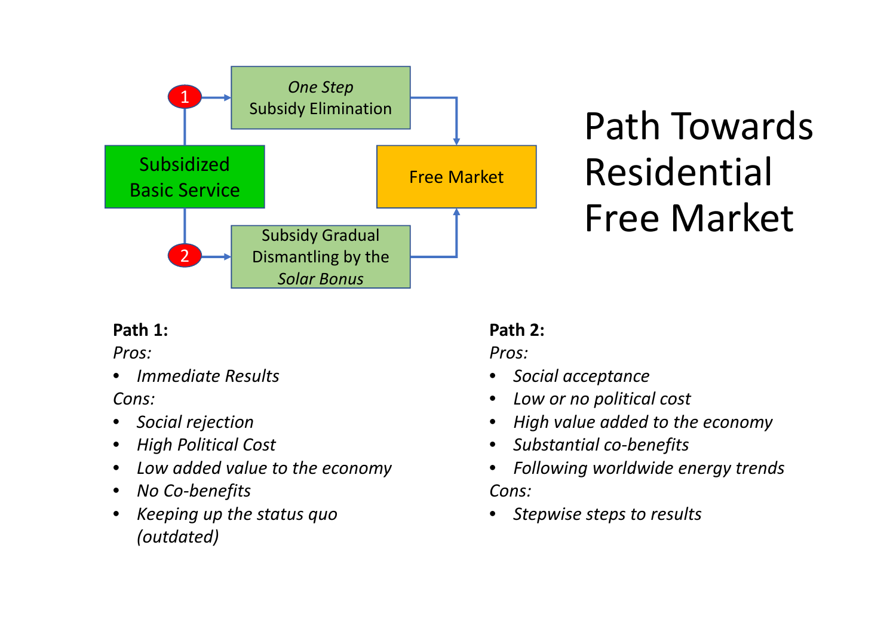# Path Towards Residential Free Market

- Subsidized Basic Service
- 1 → *One Step* Subsidy Elimination → Free Market
- 2 → Subsidy Gradual Dismantling by the *Solar Bonus* → Free Market

**Path 1:**

*Pros:*

- *Immediate Results*

*Cons:*

- *Social rejection*
- *High Political Cost*
- *Low added value to the economy*
- *No Co-benefits*
- *Keeping up the status quo (outdated)*

**Path 2:**

*Pros:*

- *Social acceptance*
- *Low or no political cost*
- *High value added to the economy*
- *Substantial co-benefits*
- *Following worldwide energy trends*

*Cons:*

- *Stepwise steps to results*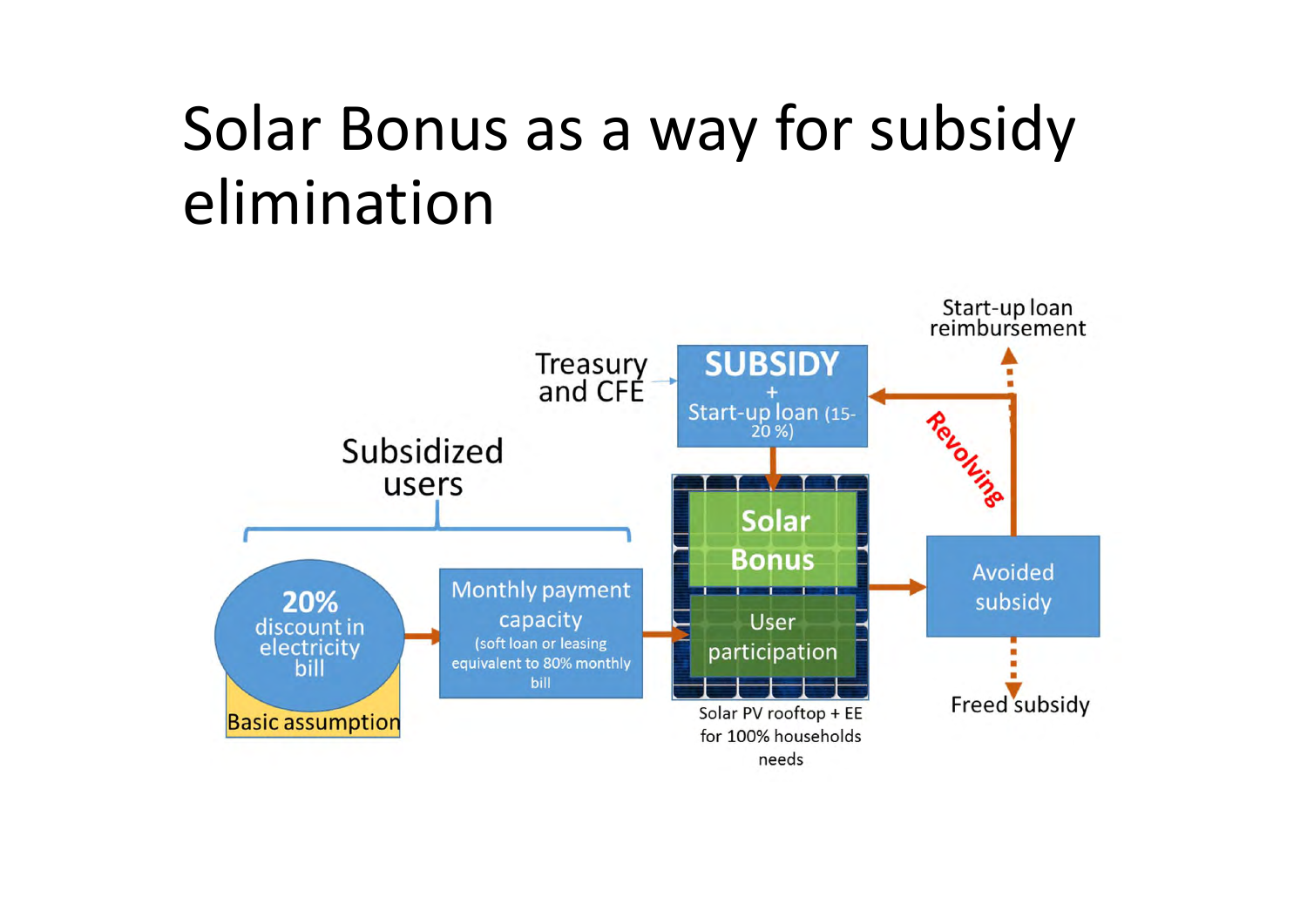# Solar Bonus as a way for subsidy elimination

Treasury and CFE

**SUBSIDY**
+
Start-up loan (15-20 %)

Subsidized users

**20%** discount in electricity bill

Basic assumption

Monthly payment capacity (soft loan or leasing equivalent to 80% monthly bill)

**Solar Bonus**

User participation

Solar PV rooftop + EE for 100% households needs

Avoided subsidy

Revolving

Start-up loan reimbursement

Freed subsidy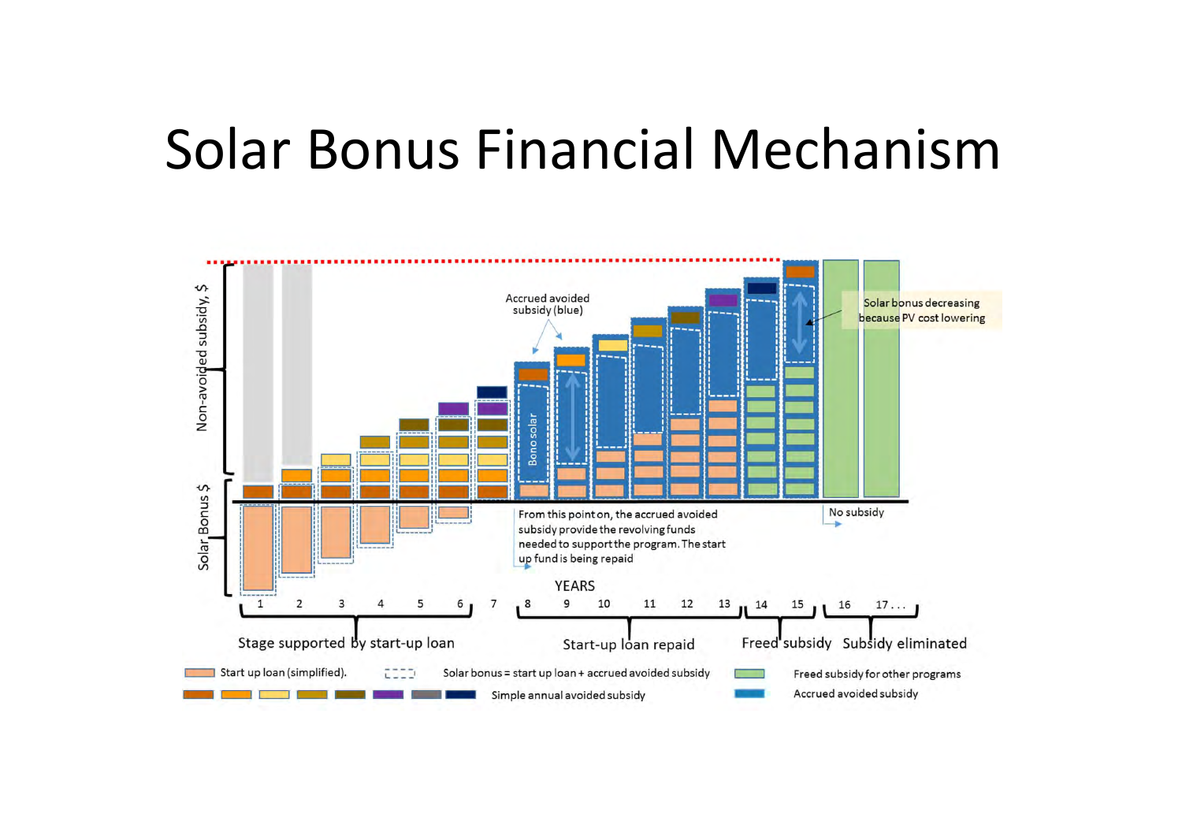# Solar Bonus Financial Mechanism

Non-avoided subsidy, $

Solar Bonus $

Accrued avoided subsidy (blue)

Bono solar

Solar bonus decreasing because PV cost lowering

From this point on, the accrued avoided subsidy provide the revolving funds needed to support the program. The start up fund is being repaid

No subsidy

YEARS

1 2 3 4 5 6 7 8 9 10 11 12 13 14 15 16 17...

Stage supported by start-up loan | Start-up loan repaid | Freed subsidy | Subsidy eliminated

- Start up loan (simplified).
- Solar bonus = start up loan + accrued avoided subsidy
- Freed subsidy for other programs
- Simple annual avoided subsidy
- Accrued avoided subsidy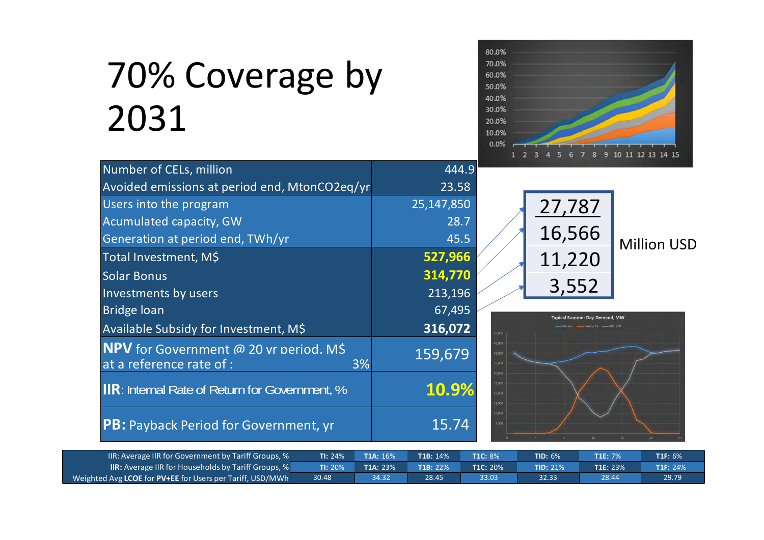# 70% Coverage by 2031

| | |
|---|---|
| Number of CELs, million | 444.9 |
| Avoided emissions at period end, MtonCO2eq/yr | 23.58 |
| Users into the program | 25,147,850 |
| Acumulated capacity, GW | 28.7 |
| Generation at period end, TWh/yr | 45.5 |
| Total Investment, M$ | **527,966** |
| Solar Bonus | **314,770** |
| Investments by users | 213,196 |
| Bridge loan | 67,495 |
| Available Subsidy for Investment, M$ | **316,072** |
| **NPV** for Government @ 20 yr period, M$ at a reference rate of : 3% | 159,679 |
| **IIR**: Internal Rate of Return for Government, % | **10.9%** |
| **PB:** Payback Period for Government, yr | 15.74 |

| Million USD |
|---|
| 27,787 |
| 16,566 |
| 11,220 |
| 3,552 |

| | | | | | | | |
|---|---|---|---|---|---|---|---|
| IIR: Average IIR for Government by Tariff Groups, % | **TI:** 24% | **T1A:** 16% | **T1B:** 14% | **T1C:** 8% | **TID:** 6% | **T1E:** 7% | **T1F:** 6% |
| **IIR:** Average IIR for Households by Tariff Groups, % | **TI:** 20% | **T1A:** 23% | **T1B:** 22% | **T1C:** 20% | **TID:** 21% | **T1E:** 23% | **T1F:** 24% |
| Weighted Avg **LCOE** for **PV+EE** for Users per Tariff, USD/MWh | 30.48 | 34.32 | 28.45 | 33.03 | 32.33 | 28.44 | 29.79 |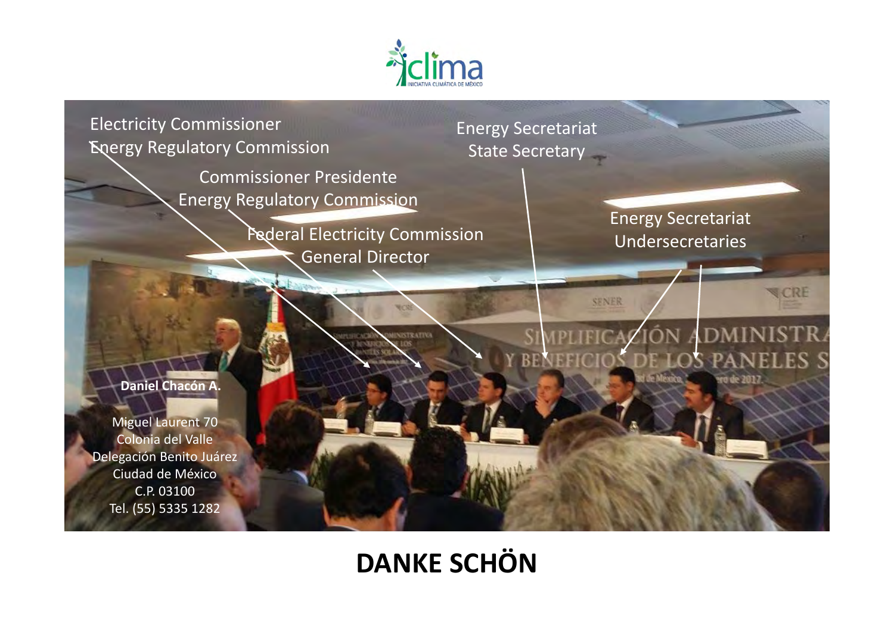iclima
INICIATIVA CLIMÁTICA DE MÉXICO

Electricity Commissioner
Energy Regulatory Commission

Commissioner Presidente
Energy Regulatory Commission

Federal Electricity Commission
General Director

Energy Secretariat
State Secretary

Energy Secretariat
Undersecretaries

**Daniel Chacón A.**

Miguel Laurent 70
Colonia del Valle
Delegación Benito Juárez
Ciudad de México
C.P. 03100
Tel. (55) 5335 1282

# DANKE SCHÖN